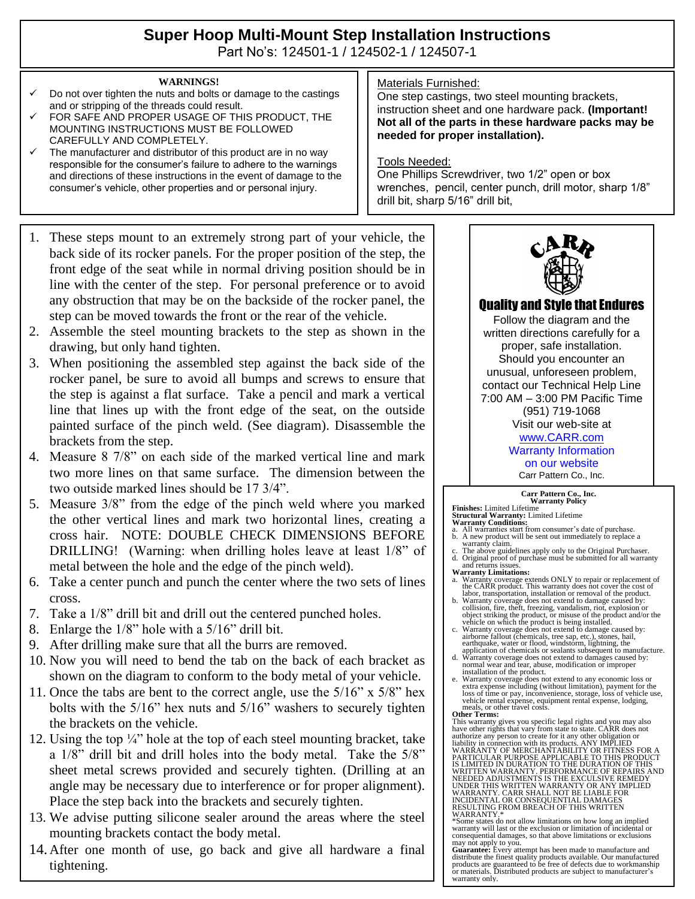# Super Hoop Multi-Mount Step Installation Instructions

Part No's: 124501-1 / 124502-1 / 124507-1

**WARNINGS!**

- ✓ Do not over tighten the nuts and bolts or damage to the castings and or stripping of the threads could result.
- ✓ FOR SAFE AND PROPER USAGE OF THIS PRODUCT, THE MOUNTING INSTRUCTIONS MUST BE FOLLOWED CAREFULLY AND COMPLETELY.
- ✓ The manufacturer and distributor of this product are in no way responsible for the consumer's failure to adhere to the warnings and directions of these instructions in the event of damage to the consumer's vehicle, other properties and or personal injury.

Materials Furnished:

One step castings, two steel mounting brackets, instruction sheet and one hardware pack. **(Important! Not all of the parts in these hardware packs may be needed for proper installation).**

Tools Needed:

One Phillips Screwdriver, two 1/2" open or box wrenches, pencil, center punch, drill motor, sharp 1/8" drill bit, sharp 5/16" drill bit,

1. These steps mount to an extremely strong part of your vehicle, the back side of its rocker panels. For the proper position of the step, the front edge of the seat while in normal driving position should be in line with the center of the step. For personal preference or to avoid any obstruction that may be on the backside of the rocker panel, the step can be moved towards the front or the rear of the vehicle.
2. Assemble the steel mounting brackets to the step as shown in the drawing, but only hand tighten.
3. When positioning the assembled step against the back side of the rocker panel, be sure to avoid all bumps and screws to ensure that the step is against a flat surface. Take a pencil and mark a vertical line that lines up with the front edge of the seat, on the outside painted surface of the pinch weld. (See diagram). Disassemble the brackets from the step.
4. Measure 8 7/8" on each side of the marked vertical line and mark two more lines on that same surface. The dimension between the two outside marked lines should be 17 3/4".
5. Measure 3/8" from the edge of the pinch weld where you marked the other vertical lines and mark two horizontal lines, creating a cross hair. NOTE: DOUBLE CHECK DIMENSIONS BEFORE DRILLING! (Warning: when drilling holes leave at least 1/8" of metal between the hole and the edge of the pinch weld).
6. Take a center punch and punch the center where the two sets of lines cross.
7. Take a 1/8" drill bit and drill out the centered punched holes.
8. Enlarge the 1/8" hole with a 5/16" drill bit.
9. After drilling make sure that all the burrs are removed.
10. Now you will need to bend the tab on the back of each bracket as shown on the diagram to conform to the body metal of your vehicle.
11. Once the tabs are bent to the correct angle, use the 5/16" x 5/8" hex bolts with the 5/16" hex nuts and 5/16" washers to securely tighten the brackets on the vehicle.
12. Using the top ¼" hole at the top of each steel mounting bracket, take a 1/8" drill bit and drill holes into the body metal. Take the 5/8" sheet metal screws provided and securely tighten. (Drilling at an angle may be necessary due to interference or for proper alignment). Place the step back into the brackets and securely tighten.
13. We advise putting silicone sealer around the areas where the steel mounting brackets contact the body metal.
14. After one month of use, go back and give all hardware a final tightening.

CARR

**Quality and Style that Endures**

Follow the diagram and the written directions carefully for a proper, safe installation. Should you encounter an unusual, unforeseen problem, contact our Technical Help Line 7:00 AM – 3:00 PM Pacific Time (951) 719-1068

Visit our web-site at www.CARR.com

Warranty Information on our website

Carr Pattern Co., Inc.

**Carr Pattern Co., Inc.**
**Warranty Policy**

**Finishes:** Limited Lifetime
**Structural Warranty:** Limited Lifetime
**Warranty Conditions:**

a. All warranties start from consumer's date of purchase.
b. A new product will be sent out immediately to replace a warranty claim.
c. The above guidelines apply only to the Original Purchaser.
d. Original proof of purchase must be submitted for all warranty and returns issues.

**Warranty Limitations:**

a. Warranty coverage extends ONLY to repair or replacement of the CARR product. This warranty does not cover the cost of labor, transportation, installation or removal of the product.
b. Warranty coverage does not extend to damage caused by: collision, fire, theft, freezing, vandalism, riot, explosion or object striking the product, or misuse of the product and/or the vehicle on which the product is being installed.
c. Warranty coverage does not extend to damage caused by: airborne fallout (chemicals, tree sap, etc.), stones, hail, earthquake, water or flood, windstorm, lightning, the application of chemicals or sealants subsequent to manufacture.
d. Warranty coverage does not extend to damages caused by: normal wear and tear, abuse, modification or improper installation of the product.
e. Warranty coverage does not extend to any economic loss or extra expense including (without limitation), payment for the loss of time or pay, inconvenience, storage, loss of vehicle use, vehicle rental expense, equipment rental expense, lodging, meals, or other travel costs.

**Other Terms:**

This warranty gives you specific legal rights and you may also have other rights that vary from state to state. CARR does not authorize any person to create for it any other obligation or liability in connection with its products. ANY IMPLIED WARRANTY OF MERCHANTABILITY OR FITNESS FOR A PARTICULAR PURPOSE APPLICABLE TO THIS PRODUCT IS LIMITED IN DURATION TO THE DURATION OF THIS WRITTEN WARRANTY. PERFORMANCE OF REPAIRS AND NEEDED ADJUSTMENTS IS THE EXCULSIVE REMEDY UNDER THIS WRITTEN WARRANTY OR ANY IMPLIED WARRANTY. CARR SHALL NOT BE LIABLE FOR INCIDENTAL OR CONSEQUENTIAL DAMAGES RESULTING FROM BREACH OF THIS WRITTEN WARRANTY.*

*Some states do not allow limitations on how long an implied warranty will last or the exclusion or limitation of incidental or consequential damages, so that above limitations or exclusions may not apply to you.

**Guarantee:** Every attempt has been made to manufacture and distribute the finest quality products available. Our manufactured products are guaranteed to be free of defects due to workmanship or materials. Distributed products are subject to manufacturer's warranty only.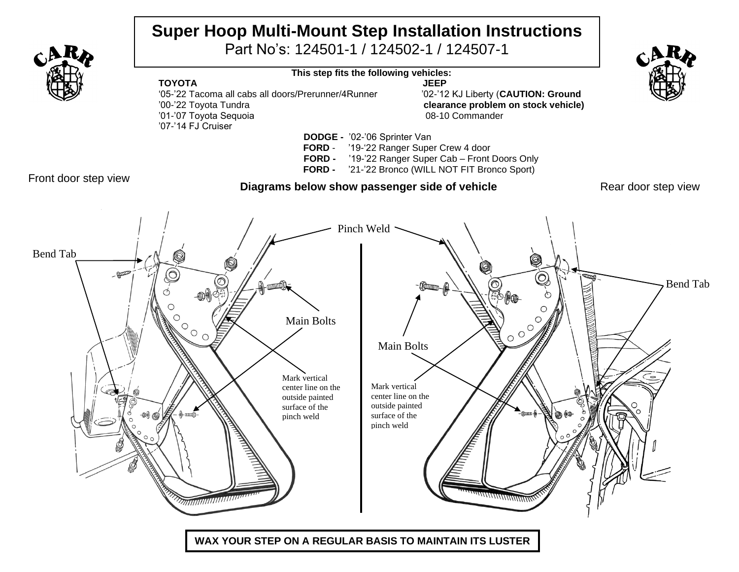# Super Hoop Multi-Mount Step Installation Instructions

Part No's: 124501-1 / 124502-1 / 124507-1

**This step fits the following vehicles:**

**TOYOTA**
'05-'22 Tacoma all cabs all doors/Prerunner/4Runner
'00-'22 Toyota Tundra
'01-'07 Toyota Sequoia
'07-'14 FJ Cruiser

**JEEP**
'02-'12 KJ Liberty (**CAUTION: Ground clearance problem on stock vehicle)**
08-10 Commander

**DODGE -** '02-'06 Sprinter Van
**FORD** - '19-'22 Ranger Super Crew 4 door
**FORD -** '19-'22 Ranger Super Cab – Front Doors Only
**FORD -** '21-'22 Bronco (WILL NOT FIT Bronco Sport)

Front door step view

**Diagrams below show passenger side of vehicle**

Rear door step view

Pinch Weld

Bend Tab

Main Bolts

Mark vertical center line on the outside painted surface of the pinch weld

Main Bolts

Mark vertical center line on the outside painted surface of the pinch weld

Bend Tab

**WAX YOUR STEP ON A REGULAR BASIS TO MAINTAIN ITS LUSTER**